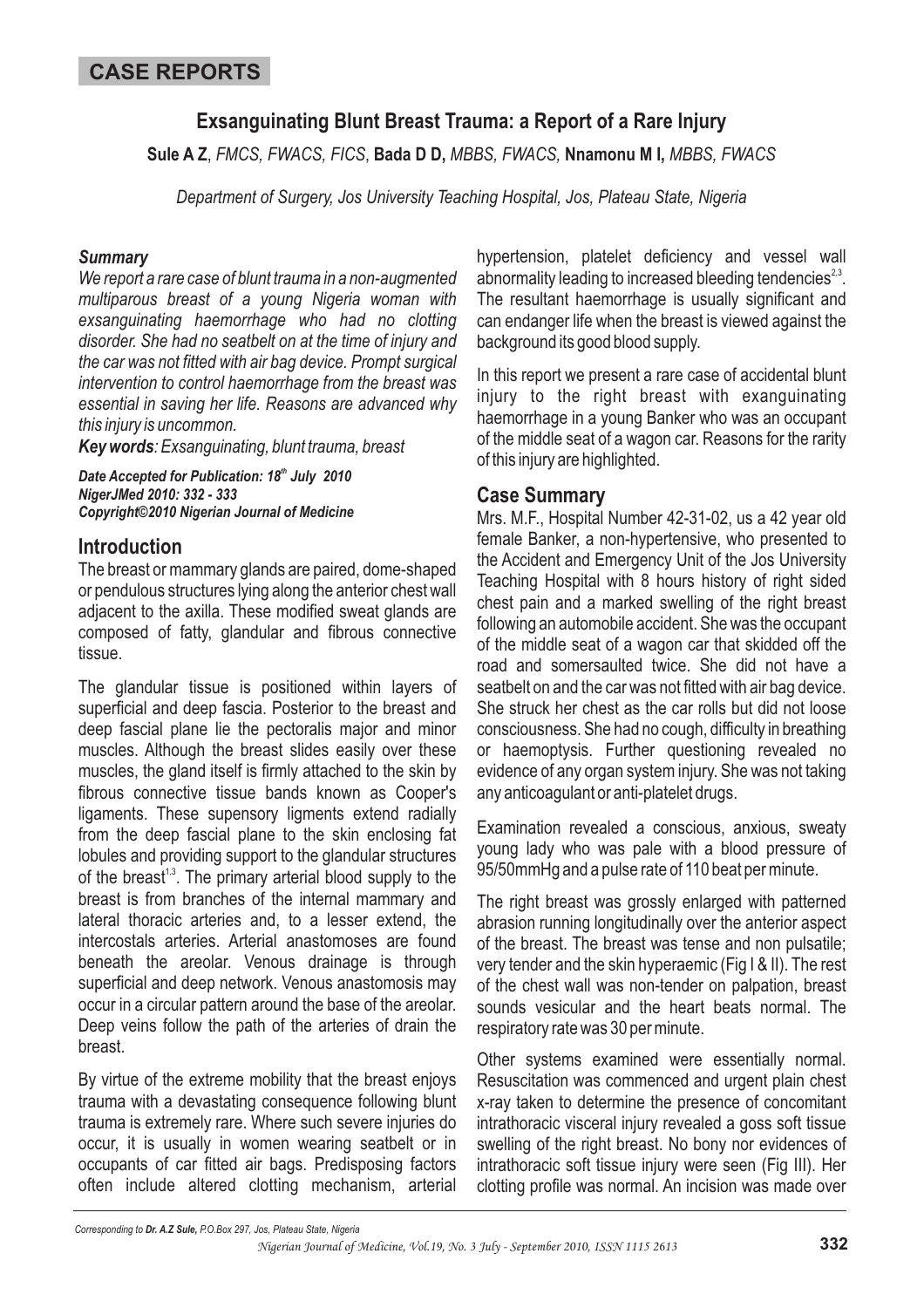**CASE REPORTS**

# Exsanguinating Blunt Breast Trauma: a Report of a Rare Injury

**Sule A Z**, *FMCS, FWACS, FICS*, **Bada D D,** *MBBS, FWACS,* **Nnamonu M I,** *MBBS, FWACS*

*Department of Surgery, Jos University Teaching Hospital, Jos, Plateau State, Nigeria*

### *Summary*

*We report a rare case of blunt trauma in a non-augmented multiparous breast of a young Nigeria woman with exsanguinating haemorrhage who had no clotting disorder. She had no seatbelt on at the time of injury and the car was not fitted with air bag device. Prompt surgical intervention to control haemorrhage from the breast was essential in saving her life. Reasons are advanced why this injury is uncommon.*

***Key words****: Exsanguinating, blunt trauma, breast*

***Date Accepted for Publication: 18th July 2010***
***NigerJMed 2010: 332 - 333***
***Copyright©2010 Nigerian Journal of Medicine***

## Introduction

The breast or mammary glands are paired, dome-shaped or pendulous structures lying along the anterior chest wall adjacent to the axilla. These modified sweat glands are composed of fatty, glandular and fibrous connective tissue.

The glandular tissue is positioned within layers of superficial and deep fascia. Posterior to the breast and deep fascial plane lie the pectoralis major and minor muscles. Although the breast slides easily over these muscles, the gland itself is firmly attached to the skin by fibrous connective tissue bands known as Cooper's ligaments. These supensory ligments extend radially from the deep fascial plane to the skin enclosing fat lobules and providing support to the glandular structures of the breast[1,3]. The primary arterial blood supply to the breast is from branches of the internal mammary and lateral thoracic arteries and, to a lesser extend, the intercostals arteries. Arterial anastomoses are found beneath the areolar. Venous drainage is through superficial and deep network. Venous anastomosis may occur in a circular pattern around the base of the areolar. Deep veins follow the path of the arteries of the drain the breast.

By virtue of the extreme mobility that the breast enjoys trauma with a devastating consequence following blunt trauma is extremely rare. Where such severe injuries do occur, it is usually in women wearing seatbelt or in occupants of car fitted air bags. Predisposing factors often include altered clotting mechanism, arterial hypertension, platelet deficiency and vessel wall abnormality leading to increased bleeding tendencies[2,3]. The resultant haemorrhage is usually significant and can endanger life when the breast is viewed against the background its good blood supply.

In this report we present a rare case of accidental blunt injury to the right breast with exanguinating haemorrhage in a young Banker who was an occupant of the middle seat of a wagon car. Reasons for the rarity of this injury are highlighted.

## Case Summary

Mrs. M.F., Hospital Number 42-31-02, us a 42 year old female Banker, a non-hypertensive, who presented to the Accident and Emergency Unit of the Jos University Teaching Hospital with 8 hours history of right sided chest pain and a marked swelling of the right breast following an automobile accident. She was the occupant of the middle seat of a wagon car that skidded off the road and somersaulted twice. She did not have a seatbelt on and the car was not fitted with air bag device. She struck her chest as the car rolls but did not loose consciousness. She had no cough, difficulty in breathing or haemoptysis. Further questioning revealed no evidence of any organ system injury. She was not taking any anticoagulant or anti-platelet drugs.

Examination revealed a conscious, anxious, sweaty young lady who was pale with a blood pressure of 95/50mmHg and a pulse rate of 110 beat per minute.

The right breast was grossly enlarged with patterned abrasion running longitudinally over the anterior aspect of the breast. The breast was tense and non pulsatile; very tender and the skin hyperaemic (Fig I & II). The rest of the chest wall was non-tender on palpation, breast sounds vesicular and the heart beats normal. The respiratory rate was 30 per minute.

Other systems examined were essentially normal. Resuscitation was commenced and urgent plain chest x-ray taken to determine the presence of concomitant intrathoracic visceral injury revealed a goss soft tissue swelling of the right breast. No bony nor evidences of intrathoracic soft tissue injury were seen (Fig III). Her clotting profile was normal. An incision was made over

*Corresponding to **Dr. A.Z Sule,** P.O.Box 297, Jos, Plateau State, Nigeria*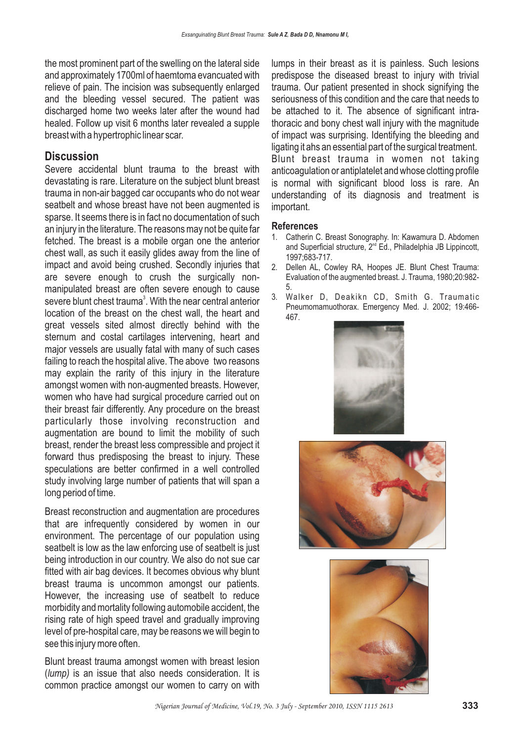the most prominent part of the swelling on the lateral side and approximately 1700ml of haematoma evancuated with relieve of pain. The incision was subsequently enlarged and the bleeding vessel secured. The patient was discharged home two weeks later after the wound had healed. Follow up visit 6 months later revealed a supple breast with a hypertrophic linear scar.

## Discussion

Severe accidental blunt trauma to the breast with devastating is rare. Literature on the subject blunt breast trauma in non-air bagged car occupants who do not wear seatbelt and whose breast have not been augmented is sparse. It seems there is in fact no documentation of such an injury in the literature. The reasons may not be quite far fetched. The breast is a mobile organ one the anterior chest wall, as such it easily glides away from the line of impact and avoid being crushed. Secondly injuries that are severe enough to crush the surgically non-manipulated breast are often severe enough to cause severe blunt chest trauma[3]. With the near central anterior location of the breast on the chest wall, the heart and great vessels sited almost directly behind with the sternum and costal cartilages intervening, heart and major vessels are usually fatal with many of such cases failing to reach the hospital alive. The above two reasons may explain the rarity of this injury in the literature amongst women with non-augmented breasts. However, women who have had surgical procedure carried out on their breast fair differently. Any procedure on the breast particularly those involving reconstruction and augmentation are bound to limit the mobility of such breast, render the breast less compressible and project it forward thus predisposing the breast to injury. These speculations are better confirmed in a well controlled study involving large number of patients that will span a long period of time.

Breast reconstruction and augmentation are procedures that are infrequently considered by women in our environment. The percentage of our population using seatbelt is low as the law enforcing use of seatbelt is just being introduction in our country. We also do not sue car fitted with air bag devices. It becomes obvious why blunt breast trauma is uncommon amongst our patients. However, the increasing use of seatbelt to reduce morbidity and mortality following automobile accident, the rising rate of high speed travel and gradually improving level of pre-hospital care, may be reasons we will begin to see this injury more often.

Blunt breast trauma amongst women with breast lesion (*lump)* is an issue that also needs consideration. It is common practice amongst our women to carry on with lumps in their breast as it is painless. Such lesions predispose the diseased breast to injury with trivial trauma. Our patient presented in shock signifying the seriousness of this condition and the care that needs to be attached to it. The absence of significant intra-thoracic and bony chest wall injury with the magnitude of impact was surprising. Identifying the bleeding and ligating it ahs an essential part of the surgical treatment. Blunt breast trauma in women not taking anticoagulation or antiplatelet and whose clotting profile is normal with significant blood loss is rare. An understanding of its diagnosis and treatment is important.

### References

1. Catherin C. Breast Sonography. In: Kawamura D. Abdomen and Superficial structure, 2nd Ed., Philadelphia JB Lippincott, 1997;683-717.
2. Dellen AL, Cowley RA, Hoopes JE. Blunt Chest Trauma: Evaluation of the augmented breast. J. Trauma, 1980;20:982-5.
3. Walker D, Deakikn CD, Smith G. Traumatic Pneumomamuothorax. Emergency Med. J. 2002; 19:466-467.